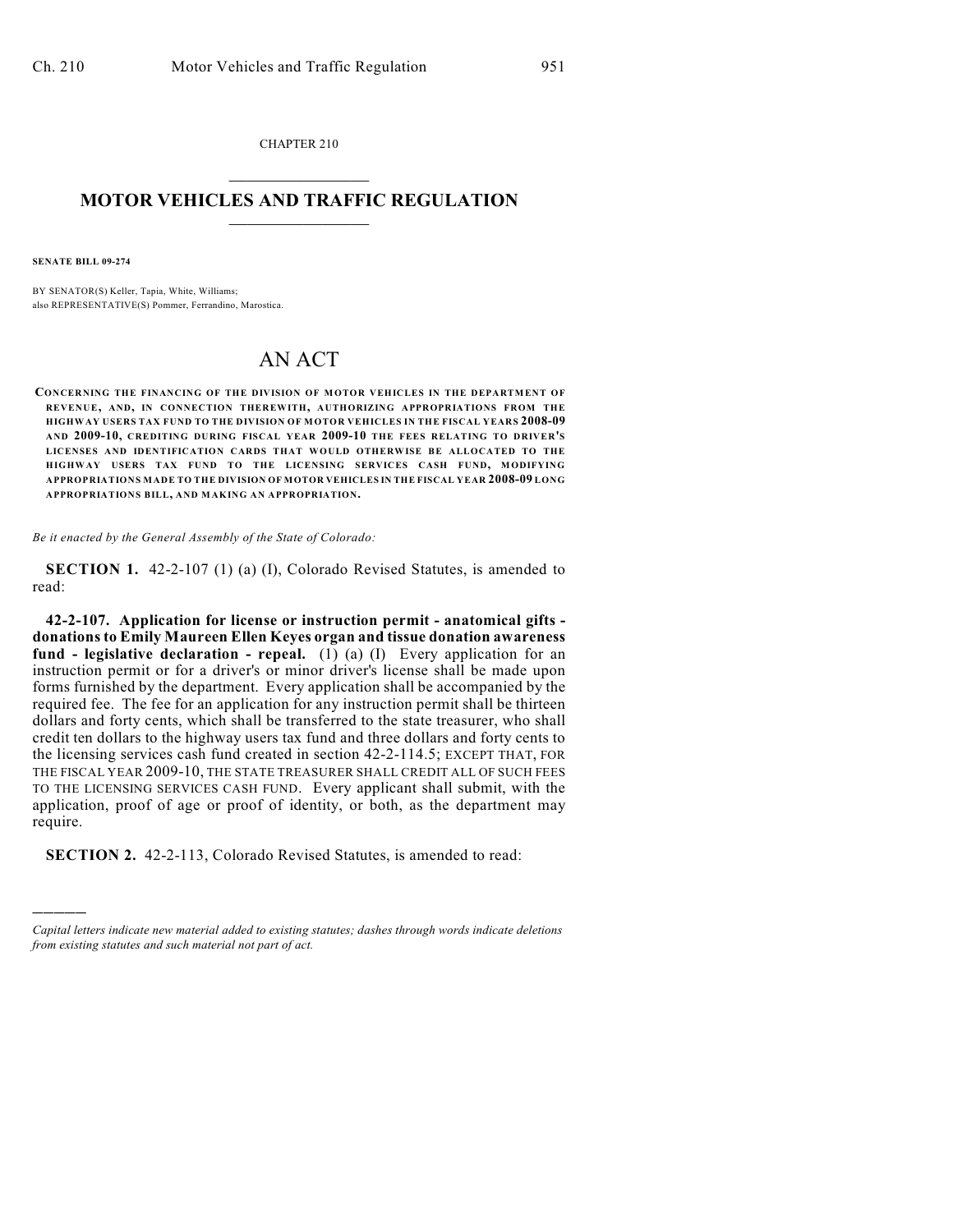CHAPTER 210

# MOTOR VEHICLES AND TRAFFIC REGULATION

**SENATE BILL 09-274**

BY SENATOR(S) Keller, Tapia, White, Williams;
also REPRESENTATIVE(S) Pommer, Ferrandino, Marostica.

# AN ACT

**CONCERNING THE FINANCING OF THE DIVISION OF MOTOR VEHICLES IN THE DEPARTMENT OF REVENUE, AND, IN CONNECTION THEREWITH, AUTHORIZING APPROPRIATIONS FROM THE HIGHWAY USERS TAX FUND TO THE DIVISION OF MOTOR VEHICLES IN THE FISCAL YEARS 2008-09 AND 2009-10, CREDITING DURING FISCAL YEAR 2009-10 THE FEES RELATING TO DRIVER'S LICENSES AND IDENTIFICATION CARDS THAT WOULD OTHERWISE BE ALLOCATED TO THE HIGHWAY USERS TAX FUND TO THE LICENSING SERVICES CASH FUND, MODIFYING APPROPRIATIONS MADE TO THE DIVISION OF MOTOR VEHICLES IN THE FISCAL YEAR 2008-09 LONG APPROPRIATIONS BILL, AND MAKING AN APPROPRIATION.**

*Be it enacted by the General Assembly of the State of Colorado:*

**SECTION 1.** 42-2-107 (1) (a) (I), Colorado Revised Statutes, is amended to read:

**42-2-107. Application for license or instruction permit - anatomical gifts - donations to Emily Maureen Ellen Keyes organ and tissue donation awareness fund - legislative declaration - repeal.** (1) (a) (I) Every application for an instruction permit or for a driver's or minor driver's license shall be made upon forms furnished by the department. Every application shall be accompanied by the required fee. The fee for an application for any instruction permit shall be thirteen dollars and forty cents, which shall be transferred to the state treasurer, who shall credit ten dollars to the highway users tax fund and three dollars and forty cents to the licensing services cash fund created in section 42-2-114.5; EXCEPT THAT, FOR THE FISCAL YEAR 2009-10, THE STATE TREASURER SHALL CREDIT ALL OF SUCH FEES TO THE LICENSING SERVICES CASH FUND. Every applicant shall submit, with the application, proof of age or proof of identity, or both, as the department may require.

**SECTION 2.** 42-2-113, Colorado Revised Statutes, is amended to read:

---

*Capital letters indicate new material added to existing statutes; dashes through words indicate deletions from existing statutes and such material not part of act.*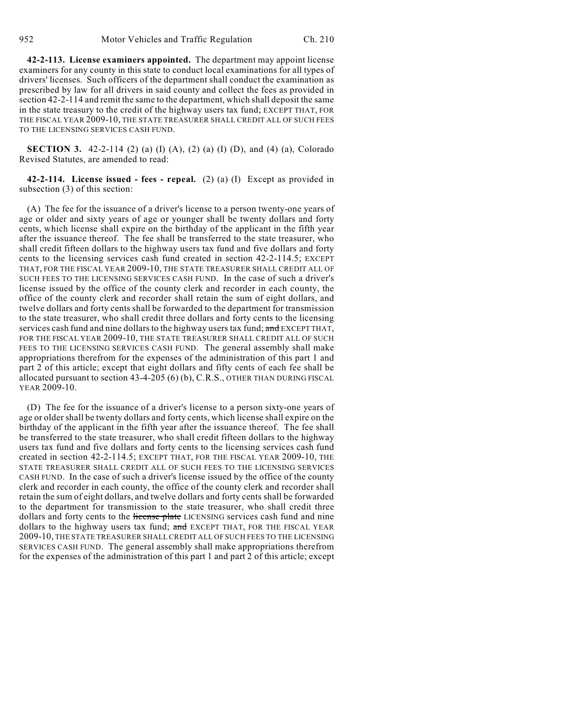**42-2-113. License examiners appointed.** The department may appoint license examiners for any county in this state to conduct local examinations for all types of drivers' licenses. Such officers of the department shall conduct the examination as prescribed by law for all drivers in said county and collect the fees as provided in section 42-2-114 and remit the same to the department, which shall deposit the same in the state treasury to the credit of the highway users tax fund; EXCEPT THAT, FOR THE FISCAL YEAR 2009-10, THE STATE TREASURER SHALL CREDIT ALL OF SUCH FEES TO THE LICENSING SERVICES CASH FUND.

**SECTION 3.** 42-2-114 (2) (a) (I) (A), (2) (a) (I) (D), and (4) (a), Colorado Revised Statutes, are amended to read:

**42-2-114. License issued - fees - repeal.** (2) (a) (I) Except as provided in subsection (3) of this section:

(A) The fee for the issuance of a driver's license to a person twenty-one years of age or older and sixty years of age or younger shall be twenty dollars and forty cents, which license shall expire on the birthday of the applicant in the fifth year after the issuance thereof. The fee shall be transferred to the state treasurer, who shall credit fifteen dollars to the highway users tax fund and five dollars and forty cents to the licensing services cash fund created in section 42-2-114.5; EXCEPT THAT, FOR THE FISCAL YEAR 2009-10, THE STATE TREASURER SHALL CREDIT ALL OF SUCH FEES TO THE LICENSING SERVICES CASH FUND. In the case of such a driver's license issued by the office of the county clerk and recorder in each county, the office of the county clerk and recorder shall retain the sum of eight dollars, and twelve dollars and forty cents shall be forwarded to the department for transmission to the state treasurer, who shall credit three dollars and forty cents to the licensing services cash fund and nine dollars to the highway users tax fund; ~~and~~ EXCEPT THAT, FOR THE FISCAL YEAR 2009-10, THE STATE TREASURER SHALL CREDIT ALL OF SUCH FEES TO THE LICENSING SERVICES CASH FUND. The general assembly shall make appropriations therefrom for the expenses of the administration of this part 1 and part 2 of this article; except that eight dollars and fifty cents of each fee shall be allocated pursuant to section 43-4-205 (6) (b), C.R.S., OTHER THAN DURING FISCAL YEAR 2009-10.

(D) The fee for the issuance of a driver's license to a person sixty-one years of age or older shall be twenty dollars and forty cents, which license shall expire on the birthday of the applicant in the fifth year after the issuance thereof. The fee shall be transferred to the state treasurer, who shall credit fifteen dollars to the highway users tax fund and five dollars and forty cents to the licensing services cash fund created in section 42-2-114.5; EXCEPT THAT, FOR THE FISCAL YEAR 2009-10, THE STATE TREASURER SHALL CREDIT ALL OF SUCH FEES TO THE LICENSING SERVICES CASH FUND. In the case of such a driver's license issued by the office of the county clerk and recorder in each county, the office of the county clerk and recorder shall retain the sum of eight dollars, and twelve dollars and forty cents shall be forwarded to the department for transmission to the state treasurer, who shall credit three dollars and forty cents to the ~~license plate~~ LICENSING services cash fund and nine dollars to the highway users tax fund; ~~and~~ EXCEPT THAT, FOR THE FISCAL YEAR 2009-10, THE STATE TREASURER SHALL CREDIT ALL OF SUCH FEES TO THE LICENSING SERVICES CASH FUND. The general assembly shall make appropriations therefrom for the expenses of the administration of this part 1 and part 2 of this article; except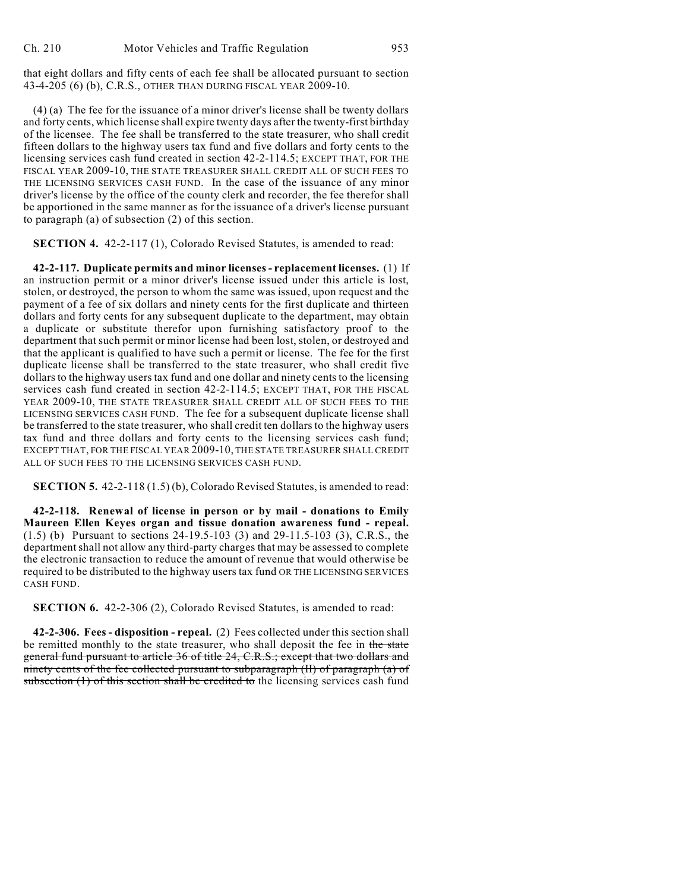that eight dollars and fifty cents of each fee shall be allocated pursuant to section 43-4-205 (6) (b), C.R.S., OTHER THAN DURING FISCAL YEAR 2009-10.

(4) (a) The fee for the issuance of a minor driver's license shall be twenty dollars and forty cents, which license shall expire twenty days after the twenty-first birthday of the licensee. The fee shall be transferred to the state treasurer, who shall credit fifteen dollars to the highway users tax fund and five dollars and forty cents to the licensing services cash fund created in section 42-2-114.5; EXCEPT THAT, FOR THE FISCAL YEAR 2009-10, THE STATE TREASURER SHALL CREDIT ALL OF SUCH FEES TO THE LICENSING SERVICES CASH FUND. In the case of the issuance of any minor driver's license by the office of the county clerk and recorder, the fee therefor shall be apportioned in the same manner as for the issuance of a driver's license pursuant to paragraph (a) of subsection (2) of this section.

**SECTION 4.** 42-2-117 (1), Colorado Revised Statutes, is amended to read:

**42-2-117. Duplicate permits and minor licenses - replacement licenses.** (1) If an instruction permit or a minor driver's license issued under this article is lost, stolen, or destroyed, the person to whom the same was issued, upon request and the payment of a fee of six dollars and ninety cents for the first duplicate and thirteen dollars and forty cents for any subsequent duplicate to the department, may obtain a duplicate or substitute therefor upon furnishing satisfactory proof to the department that such permit or minor license had been lost, stolen, or destroyed and that the applicant is qualified to have such a permit or license. The fee for the first duplicate license shall be transferred to the state treasurer, who shall credit five dollars to the highway users tax fund and one dollar and ninety cents to the licensing services cash fund created in section 42-2-114.5; EXCEPT THAT, FOR THE FISCAL YEAR 2009-10, THE STATE TREASURER SHALL CREDIT ALL OF SUCH FEES TO THE LICENSING SERVICES CASH FUND. The fee for a subsequent duplicate license shall be transferred to the state treasurer, who shall credit ten dollars to the highway users tax fund and three dollars and forty cents to the licensing services cash fund; EXCEPT THAT, FOR THE FISCAL YEAR 2009-10, THE STATE TREASURER SHALL CREDIT ALL OF SUCH FEES TO THE LICENSING SERVICES CASH FUND.

**SECTION 5.** 42-2-118 (1.5) (b), Colorado Revised Statutes, is amended to read:

**42-2-118. Renewal of license in person or by mail - donations to Emily Maureen Ellen Keyes organ and tissue donation awareness fund - repeal.** (1.5) (b) Pursuant to sections 24-19.5-103 (3) and 29-11.5-103 (3), C.R.S., the department shall not allow any third-party charges that may be assessed to complete the electronic transaction to reduce the amount of revenue that would otherwise be required to be distributed to the highway users tax fund OR THE LICENSING SERVICES CASH FUND.

**SECTION 6.** 42-2-306 (2), Colorado Revised Statutes, is amended to read:

**42-2-306. Fees - disposition - repeal.** (2) Fees collected under this section shall be remitted monthly to the state treasurer, who shall deposit the fee in ~~the state general fund pursuant to article 36 of title 24, C.R.S.; except that two dollars and ninety cents of the fee collected pursuant to subparagraph (II) of paragraph (a) of subsection (1) of this section shall be credited to~~ the licensing services cash fund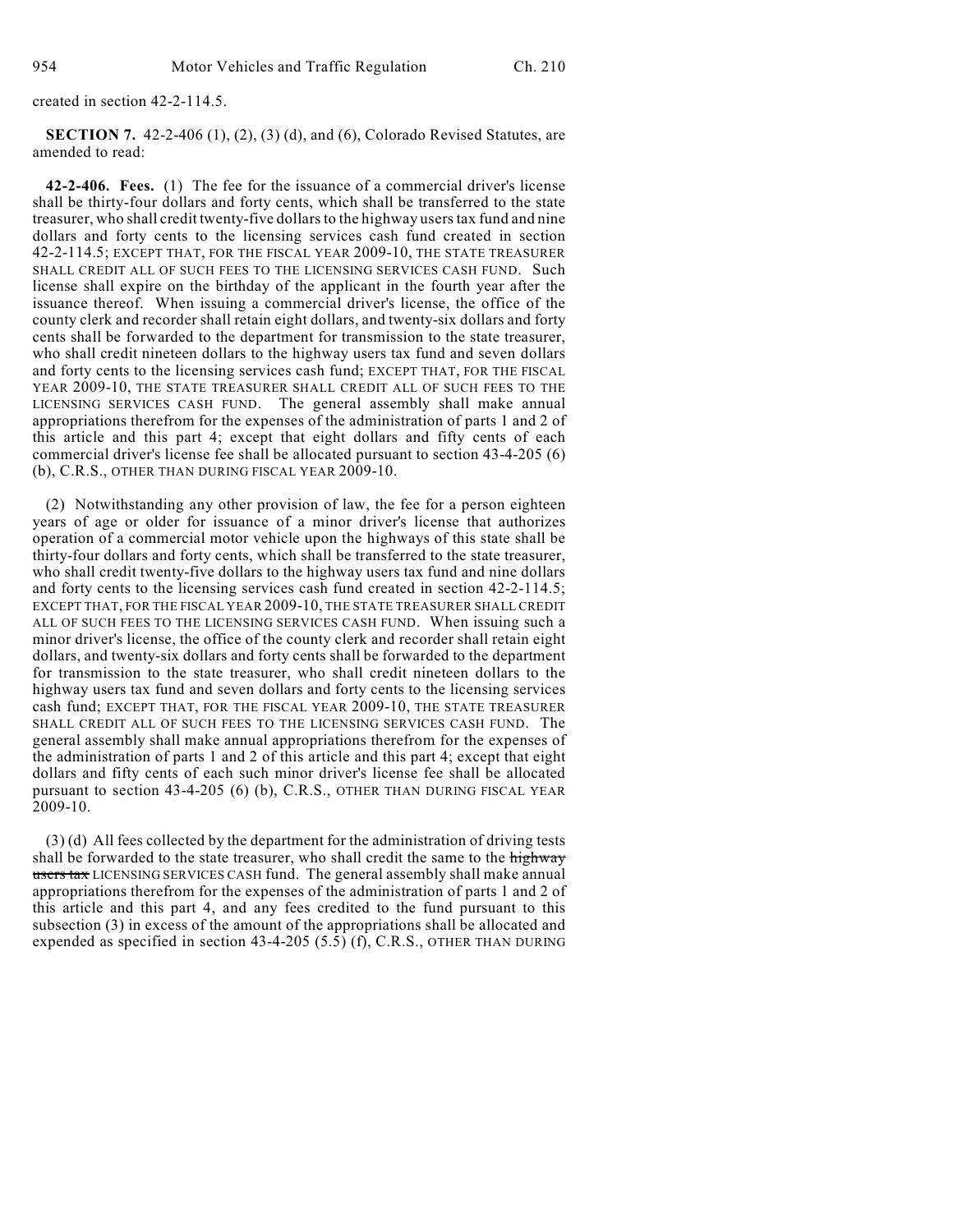created in section 42-2-114.5.

**SECTION 7.** 42-2-406 (1), (2), (3) (d), and (6), Colorado Revised Statutes, are amended to read:

**42-2-406. Fees.** (1) The fee for the issuance of a commercial driver's license shall be thirty-four dollars and forty cents, which shall be transferred to the state treasurer, who shall credit twenty-five dollars to the highway users tax fund and nine dollars and forty cents to the licensing services cash fund created in section 42-2-114.5; EXCEPT THAT, FOR THE FISCAL YEAR 2009-10, THE STATE TREASURER SHALL CREDIT ALL OF SUCH FEES TO THE LICENSING SERVICES CASH FUND. Such license shall expire on the birthday of the applicant in the fourth year after the issuance thereof. When issuing a commercial driver's license, the office of the county clerk and recorder shall retain eight dollars, and twenty-six dollars and forty cents shall be forwarded to the department for transmission to the state treasurer, who shall credit nineteen dollars to the highway users tax fund and seven dollars and forty cents to the licensing services cash fund; EXCEPT THAT, FOR THE FISCAL YEAR 2009-10, THE STATE TREASURER SHALL CREDIT ALL OF SUCH FEES TO THE LICENSING SERVICES CASH FUND. The general assembly shall make annual appropriations therefrom for the expenses of the administration of parts 1 and 2 of this article and this part 4; except that eight dollars and fifty cents of each commercial driver's license fee shall be allocated pursuant to section 43-4-205 (6) (b), C.R.S., OTHER THAN DURING FISCAL YEAR 2009-10.

(2) Notwithstanding any other provision of law, the fee for a person eighteen years of age or older for issuance of a minor driver's license that authorizes operation of a commercial motor vehicle upon the highways of this state shall be thirty-four dollars and forty cents, which shall be transferred to the state treasurer, who shall credit twenty-five dollars to the highway users tax fund and nine dollars and forty cents to the licensing services cash fund created in section 42-2-114.5; EXCEPT THAT, FOR THE FISCAL YEAR 2009-10, THE STATE TREASURER SHALL CREDIT ALL OF SUCH FEES TO THE LICENSING SERVICES CASH FUND. When issuing such a minor driver's license, the office of the county clerk and recorder shall retain eight dollars, and twenty-six dollars and forty cents shall be forwarded to the department for transmission to the state treasurer, who shall credit nineteen dollars to the highway users tax fund and seven dollars and forty cents to the licensing services cash fund; EXCEPT THAT, FOR THE FISCAL YEAR 2009-10, THE STATE TREASURER SHALL CREDIT ALL OF SUCH FEES TO THE LICENSING SERVICES CASH FUND. The general assembly shall make annual appropriations therefrom for the expenses of the administration of parts 1 and 2 of this article and this part 4; except that eight dollars and fifty cents of each such minor driver's license fee shall be allocated pursuant to section 43-4-205 (6) (b), C.R.S., OTHER THAN DURING FISCAL YEAR 2009-10.

(3) (d) All fees collected by the department for the administration of driving tests shall be forwarded to the state treasurer, who shall credit the same to the ~~highway users tax~~ LICENSING SERVICES CASH fund. The general assembly shall make annual appropriations therefrom for the expenses of the administration of parts 1 and 2 of this article and this part 4, and any fees credited to the fund pursuant to this subsection (3) in excess of the amount of the appropriations shall be allocated and expended as specified in section 43-4-205 (5.5) (f), C.R.S., OTHER THAN DURING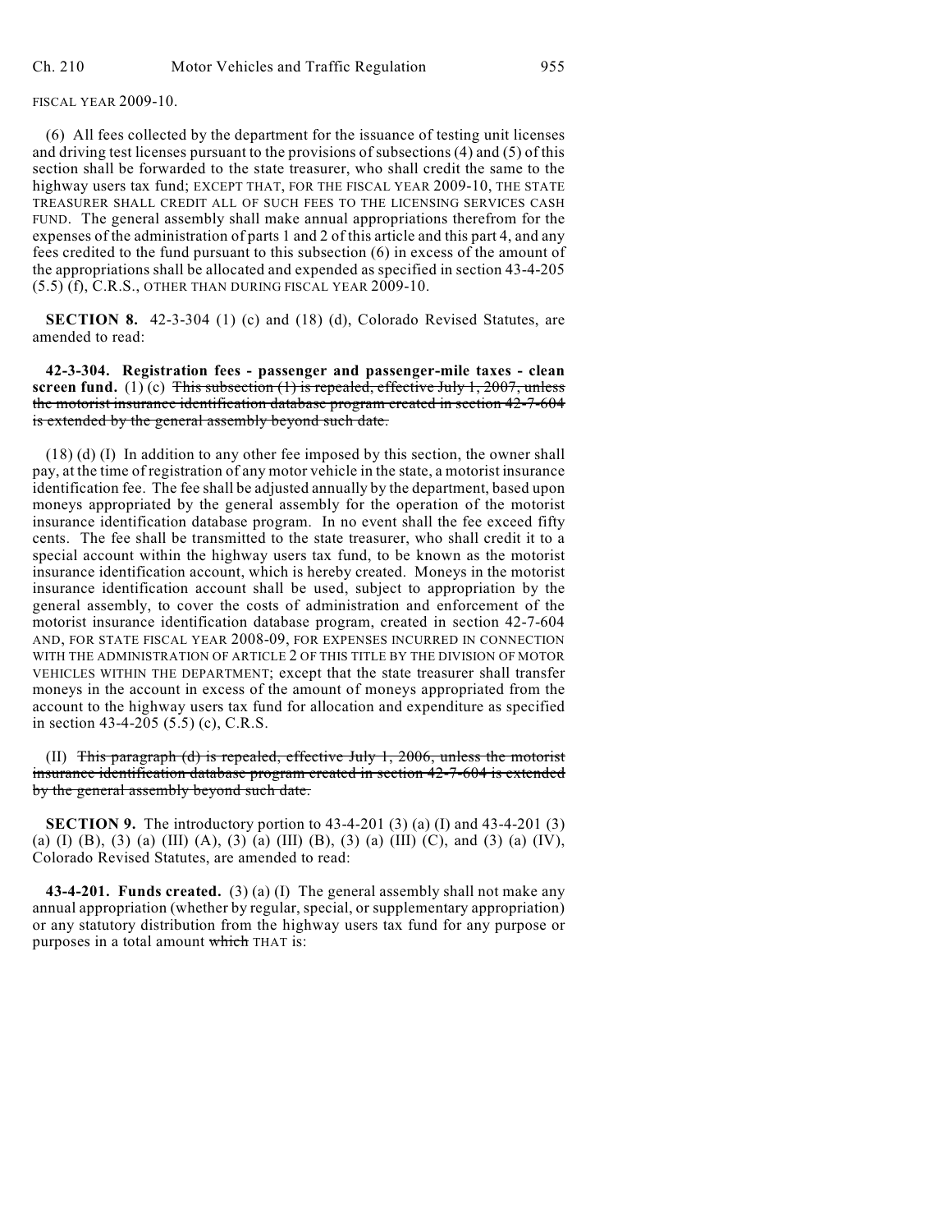FISCAL YEAR 2009-10.

(6) All fees collected by the department for the issuance of testing unit licenses and driving test licenses pursuant to the provisions of subsections (4) and (5) of this section shall be forwarded to the state treasurer, who shall credit the same to the highway users tax fund; EXCEPT THAT, FOR THE FISCAL YEAR 2009-10, THE STATE TREASURER SHALL CREDIT ALL OF SUCH FEES TO THE LICENSING SERVICES CASH FUND. The general assembly shall make annual appropriations therefrom for the expenses of the administration of parts 1 and 2 of this article and this part 4, and any fees credited to the fund pursuant to this subsection (6) in excess of the amount of the appropriations shall be allocated and expended as specified in section 43-4-205 (5.5) (f), C.R.S., OTHER THAN DURING FISCAL YEAR 2009-10.

**SECTION 8.** 42-3-304 (1) (c) and (18) (d), Colorado Revised Statutes, are amended to read:

**42-3-304. Registration fees - passenger and passenger-mile taxes - clean screen fund.** (1) (c) ~~This subsection (1) is repealed, effective July 1, 2007, unless the motorist insurance identification database program created in section 42-7-604 is extended by the general assembly beyond such date.~~

(18) (d) (I) In addition to any other fee imposed by this section, the owner shall pay, at the time of registration of any motor vehicle in the state, a motorist insurance identification fee. The fee shall be adjusted annually by the department, based upon moneys appropriated by the general assembly for the operation of the motorist insurance identification database program. In no event shall the fee exceed fifty cents. The fee shall be transmitted to the state treasurer, who shall credit it to a special account within the highway users tax fund, to be known as the motorist insurance identification account, which is hereby created. Moneys in the motorist insurance identification account shall be used, subject to appropriation by the general assembly, to cover the costs of administration and enforcement of the motorist insurance identification database program, created in section 42-7-604 AND, FOR STATE FISCAL YEAR 2008-09, FOR EXPENSES INCURRED IN CONNECTION WITH THE ADMINISTRATION OF ARTICLE 2 OF THIS TITLE BY THE DIVISION OF MOTOR VEHICLES WITHIN THE DEPARTMENT; except that the state treasurer shall transfer moneys in the account in excess of the amount of moneys appropriated from the account to the highway users tax fund for allocation and expenditure as specified in section 43-4-205 (5.5) (c), C.R.S.

(II) ~~This paragraph (d) is repealed, effective July 1, 2006, unless the motorist insurance identification database program created in section 42-7-604 is extended by the general assembly beyond such date.~~

**SECTION 9.** The introductory portion to 43-4-201 (3) (a) (I) and 43-4-201 (3) (a) (I) (B), (3) (a) (III) (A), (3) (a) (III) (B), (3) (a) (III) (C), and (3) (a) (IV), Colorado Revised Statutes, are amended to read:

**43-4-201. Funds created.** (3) (a) (I) The general assembly shall not make any annual appropriation (whether by regular, special, or supplementary appropriation) or any statutory distribution from the highway users tax fund for any purpose or purposes in a total amount ~~which~~ THAT is: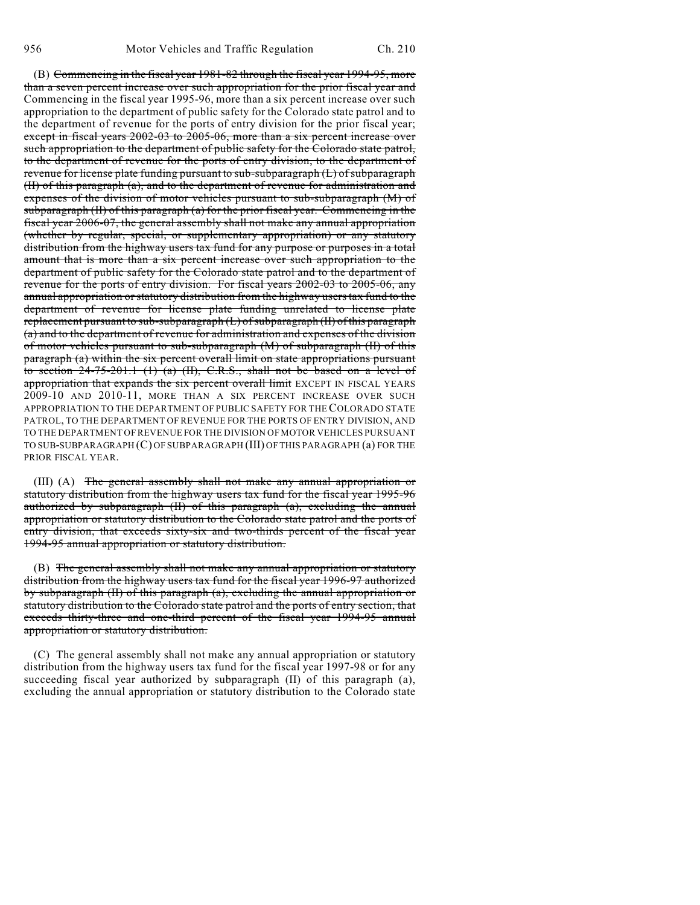(B) ~~Commencing in the fiscal year 1981-82 through the fiscal year 1994-95, more than a seven percent increase over such appropriation for the prior fiscal year and~~ Commencing in the fiscal year 1995-96, more than a six percent increase over such appropriation to the department of public safety for the Colorado state patrol and to the department of revenue for the ports of entry division for the prior fiscal year; ~~except in fiscal years 2002-03 to 2005-06, more than a six percent increase over such appropriation to the department of public safety for the Colorado state patrol, to the department of revenue for the ports of entry division, to the department of revenue for license plate funding pursuant to sub-subparagraph (L) of subparagraph (II) of this paragraph (a), and to the department of revenue for administration and expenses of the division of motor vehicles pursuant to sub-subparagraph (M) of subparagraph (II) of this paragraph (a) for the prior fiscal year. Commencing in the fiscal year 2006-07, the general assembly shall not make any annual appropriation (whether by regular, special, or supplementary appropriation) or any statutory distribution from the highway users tax fund for any purpose or purposes in a total amount that is more than a six percent increase over such appropriation to the department of public safety for the Colorado state patrol and to the department of revenue for the ports of entry division. For fiscal years 2002-03 to 2005-06, any annual appropriation or statutory distribution from the highway users tax fund to the department of revenue for license plate funding unrelated to license plate replacement pursuant to sub-subparagraph (L) of subparagraph (II) of this paragraph (a) and to the department of revenue for administration and expenses of the division of motor vehicles pursuant to sub-subparagraph (M) of subparagraph (II) of this paragraph (a) within the six percent overall limit on state appropriations pursuant to section 24-75-201.1 (1) (a) (II), C.R.S., shall not be based on a level of appropriation that expands the six percent overall limit~~ EXCEPT IN FISCAL YEARS 2009-10 AND 2010-11, MORE THAN A SIX PERCENT INCREASE OVER SUCH APPROPRIATION TO THE DEPARTMENT OF PUBLIC SAFETY FOR THE COLORADO STATE PATROL, TO THE DEPARTMENT OF REVENUE FOR THE PORTS OF ENTRY DIVISION, AND TO THE DEPARTMENT OF REVENUE FOR THE DIVISION OF MOTOR VEHICLES PURSUANT TO SUB-SUBPARAGRAPH (C) OF SUBPARAGRAPH (III) OF THIS PARAGRAPH (a) FOR THE PRIOR FISCAL YEAR.

(III) (A) ~~The general assembly shall not make any annual appropriation or statutory distribution from the highway users tax fund for the fiscal year 1995-96 authorized by subparagraph (II) of this paragraph (a), excluding the annual appropriation or statutory distribution to the Colorado state patrol and the ports of entry division, that exceeds sixty-six and two-thirds percent of the fiscal year 1994-95 annual appropriation or statutory distribution.~~

(B) ~~The general assembly shall not make any annual appropriation or statutory distribution from the highway users tax fund for the fiscal year 1996-97 authorized by subparagraph (II) of this paragraph (a), excluding the annual appropriation or statutory distribution to the Colorado state patrol and the ports of entry section, that exceeds thirty-three and one-third percent of the fiscal year 1994-95 annual appropriation or statutory distribution.~~

(C) The general assembly shall not make any annual appropriation or statutory distribution from the highway users tax fund for the fiscal year 1997-98 or for any succeeding fiscal year authorized by subparagraph (II) of this paragraph (a), excluding the annual appropriation or statutory distribution to the Colorado state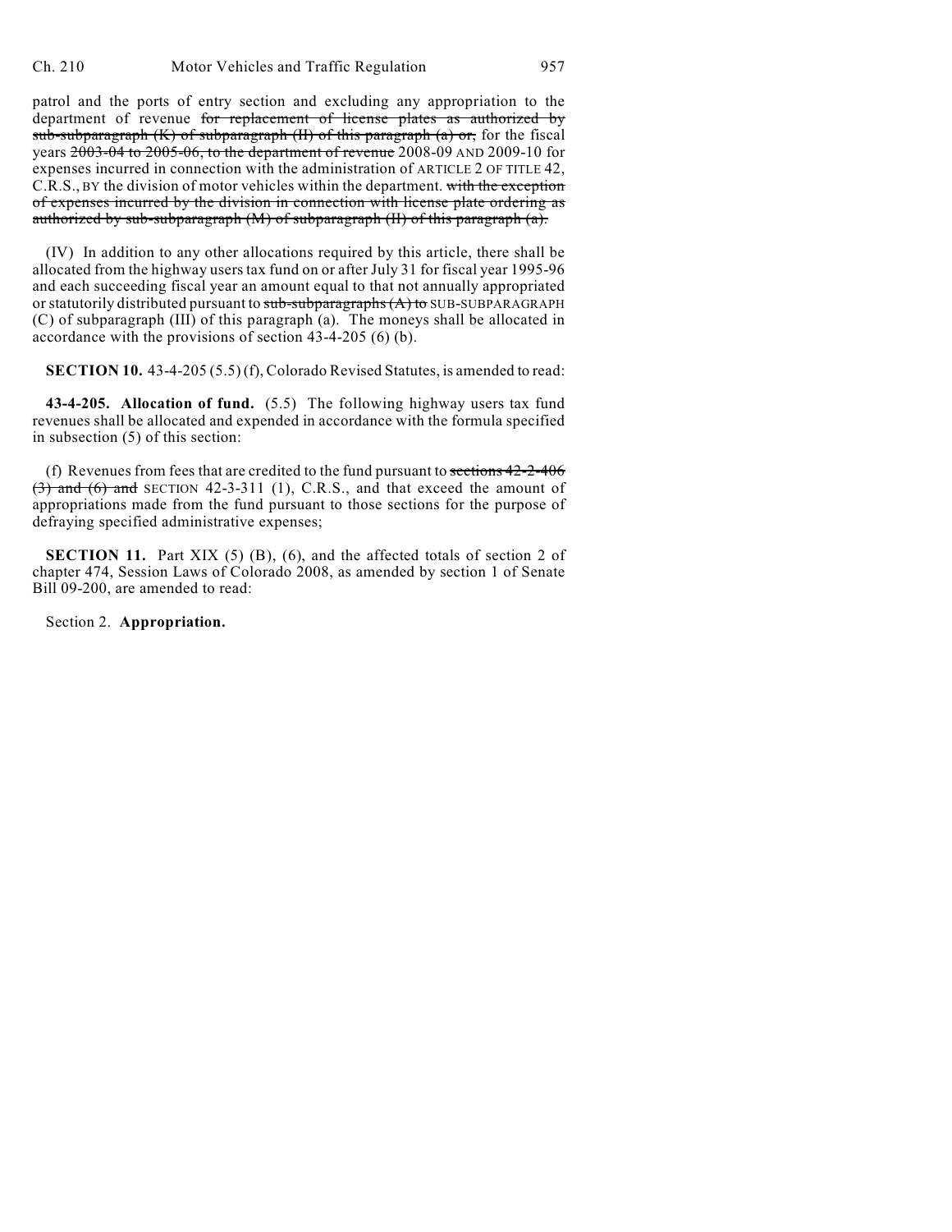patrol and the ports of entry section and excluding any appropriation to the department of revenue ~~for replacement of license plates as authorized by sub-subparagraph (K) of subparagraph (II) of this paragraph (a) or,~~ for the fiscal years ~~2003-04 to 2005-06, to the department of revenue~~ 2008-09 AND 2009-10 for expenses incurred in connection with the administration of ARTICLE 2 OF TITLE 42, C.R.S., BY the division of motor vehicles within the department. ~~with the exception of expenses incurred by the division in connection with license plate ordering as authorized by sub-subparagraph (M) of subparagraph (II) of this paragraph (a).~~

(IV) In addition to any other allocations required by this article, there shall be allocated from the highway users tax fund on or after July 31 for fiscal year 1995-96 and each succeeding fiscal year an amount equal to that not annually appropriated or statutorily distributed pursuant to ~~sub-subparagraphs (A) to~~ SUB-SUBPARAGRAPH (C) of subparagraph (III) of this paragraph (a). The moneys shall be allocated in accordance with the provisions of section 43-4-205 (6) (b).

**SECTION 10.** 43-4-205 (5.5) (f), Colorado Revised Statutes, is amended to read:

**43-4-205. Allocation of fund.** (5.5) The following highway users tax fund revenues shall be allocated and expended in accordance with the formula specified in subsection (5) of this section:

(f) Revenues from fees that are credited to the fund pursuant to ~~sections 42-2-406 (3) and (6) and~~ SECTION 42-3-311 (1), C.R.S., and that exceed the amount of appropriations made from the fund pursuant to those sections for the purpose of defraying specified administrative expenses;

**SECTION 11.** Part XIX (5) (B), (6), and the affected totals of section 2 of chapter 474, Session Laws of Colorado 2008, as amended by section 1 of Senate Bill 09-200, are amended to read:

Section 2. **Appropriation.**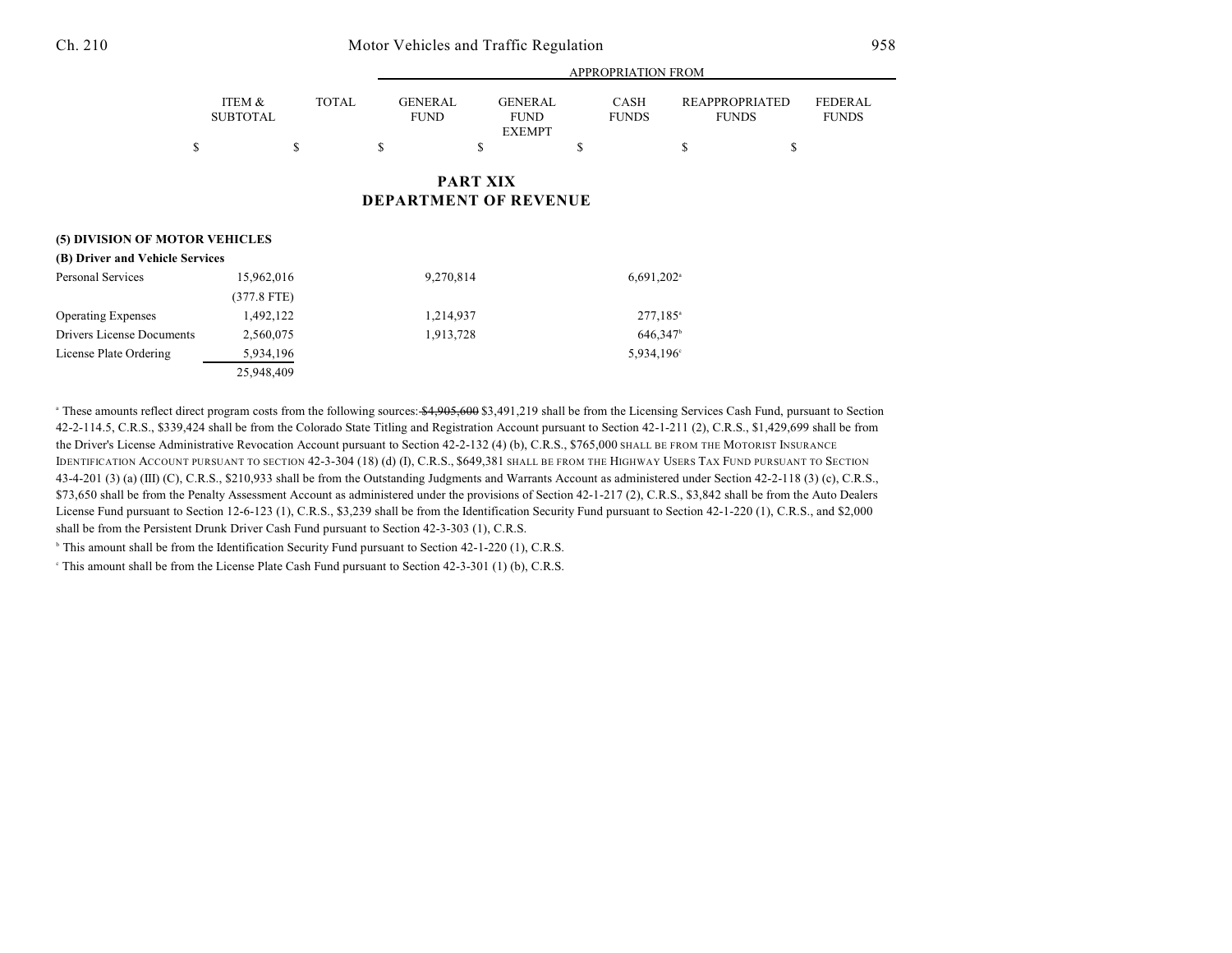| | ITEM & SUBTOTAL | TOTAL | APPROPRIATION FROM GENERAL FUND | GENERAL FUND EXEMPT | CASH FUNDS | REAPPROPRIATED FUNDS | FEDERAL FUNDS |
|---|---|---|---|---|---|---|---|
| | $ | $ | $ | $ | $ | $ | $ |

## PART XIX
## DEPARTMENT OF REVENUE

**(5) DIVISION OF MOTOR VEHICLES**

**(B) Driver and Vehicle Services**

| | ITEM & SUBTOTAL | TOTAL | GENERAL FUND | GENERAL FUND EXEMPT | CASH FUNDS | REAPPROPRIATED FUNDS | FEDERAL FUNDS |
|---|---|---|---|---|---|---|---|
| Personal Services | 15,962,016 | | 9,270,814 | | 6,691,202[a] | | |
| | (377.8 FTE) | | | | | | |
| Operating Expenses | 1,492,122 | | 1,214,937 | | 277,185[a] | | |
| Drivers License Documents | 2,560,075 | | 1,913,728 | | 646,347[b] | | |
| License Plate Ordering | 5,934,196 | | | | 5,934,196[c] | | |
| | 25,948,409 | | | | | | |

[a] These amounts reflect direct program costs from the following sources: ~~$4,905,600~~ $3,491,219 shall be from the Licensing Services Cash Fund, pursuant to Section 42-2-114.5, C.R.S., $339,424 shall be from the Colorado State Titling and Registration Account pursuant to Section 42-1-211 (2), C.R.S., $1,429,699 shall be from the Driver's License Administrative Revocation Account pursuant to Section 42-2-132 (4) (b), C.R.S., $765,000 SHALL BE FROM THE MOTORIST INSURANCE IDENTIFICATION ACCOUNT PURSUANT TO SECTION 42-3-304 (18) (d) (I), C.R.S., $649,381 SHALL BE FROM THE HIGHWAY USERS TAX FUND PURSUANT TO SECTION 43-4-201 (3) (a) (III) (C), C.R.S., $210,933 shall be from the Outstanding Judgments and Warrants Account as administered under Section 42-2-118 (3) (c), C.R.S., $73,650 shall be from the Penalty Assessment Account as administered under the provisions of Section 42-1-217 (2), C.R.S., $3,842 shall be from the Auto Dealers License Fund pursuant to Section 12-6-123 (1), C.R.S., $3,239 shall be from the Identification Security Fund pursuant to Section 42-1-220 (1), C.R.S., and $2,000 shall be from the Persistent Drunk Driver Cash Fund pursuant to Section 42-3-303 (1), C.R.S.

[b] This amount shall be from the Identification Security Fund pursuant to Section 42-1-220 (1), C.R.S.

[c] This amount shall be from the License Plate Cash Fund pursuant to Section 42-3-301 (1) (b), C.R.S.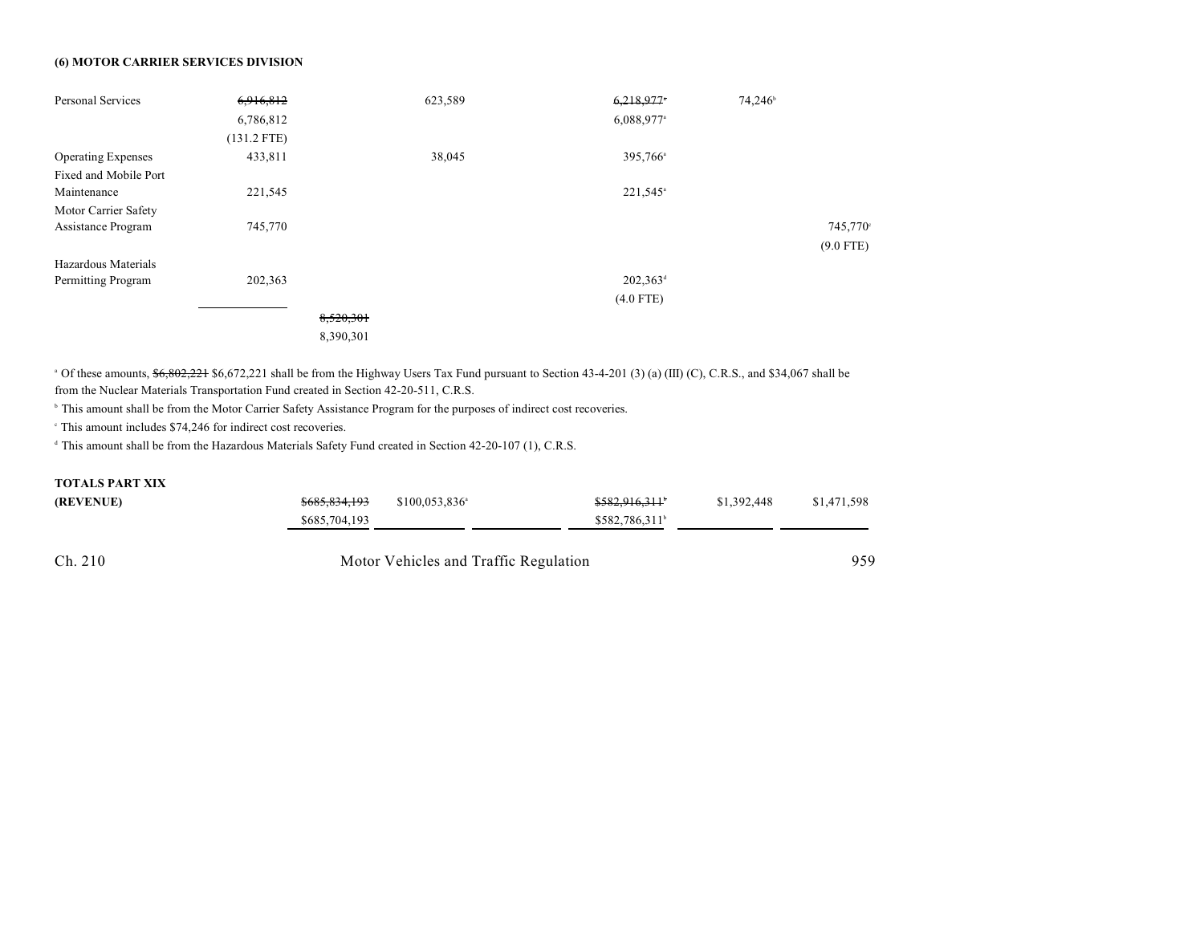**(6) MOTOR CARRIER SERVICES DIVISION**

| | | | | | | |
|---|---|---|---|---|---|---|
| Personal Services | ~~6,916,812~~ 6,786,812 (131.2 FTE) | | 623,589 | ~~6,218,977[a]~~ 6,088,977[a] | 74,246[b] | |
| Operating Expenses | 433,811 | | 38,045 | 395,766[a] | | |
| Fixed and Mobile Port Maintenance | 221,545 | | | 221,545[a] | | |
| Motor Carrier Safety Assistance Program | 745,770 | | | | | 745,770[c] (9.0 FTE) |
| Hazardous Materials Permitting Program | 202,363 | | | 202,363[d] (4.0 FTE) | | |
| | | ~~8,520,301~~ 8,390,301 | | | | |

[a] Of these amounts, ~~$6,802,221~~ $6,672,221 shall be from the Highway Users Tax Fund pursuant to Section 43-4-201 (3) (a) (III) (C), C.R.S., and $34,067 shall be from the Nuclear Materials Transportation Fund created in Section 42-20-511, C.R.S.

[b] This amount shall be from the Motor Carrier Safety Assistance Program for the purposes of indirect cost recoveries.

[c] This amount includes $74,246 for indirect cost recoveries.

[d] This amount shall be from the Hazardous Materials Safety Fund created in Section 42-20-107 (1), C.R.S.

**TOTALS PART XIX**

| | | | | | | |
|---|---|---|---|---|---|---|
| **(REVENUE)** | ~~$685,834,193~~ $685,704,193 | $100,053,836[a] | | ~~$582,916,311[b]~~ $582,786,311[b] | $1,392,448 | $1,471,598 |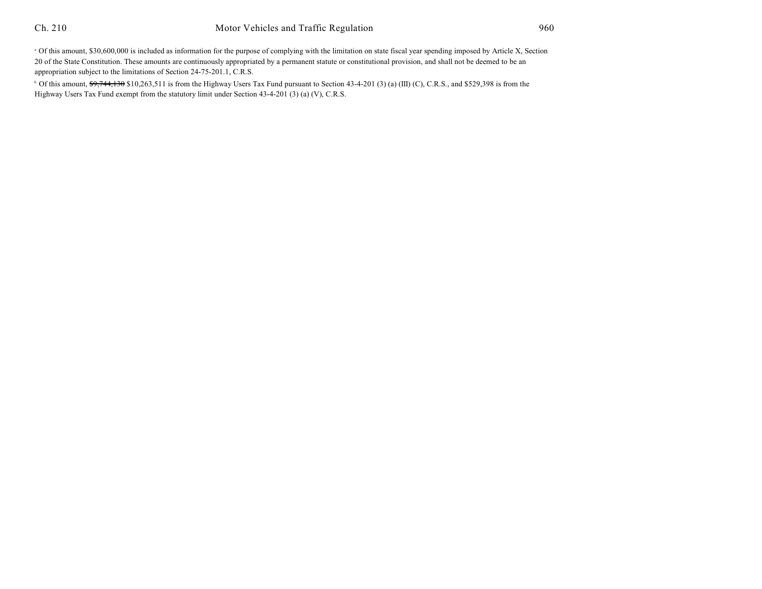[a] Of this amount, $30,600,000 is included as information for the purpose of complying with the limitation on state fiscal year spending imposed by Article X, Section 20 of the State Constitution. These amounts are continuously appropriated by a permanent statute or constitutional provision, and shall not be deemed to be an appropriation subject to the limitations of Section 24-75-201.1, C.R.S.

[b] Of this amount, ~~$9,744,130~~ $10,263,511 is from the Highway Users Tax Fund pursuant to Section 43-4-201 (3) (a) (III) (C), C.R.S., and $529,398 is from the Highway Users Tax Fund exempt from the statutory limit under Section 43-4-201 (3) (a) (V), C.R.S.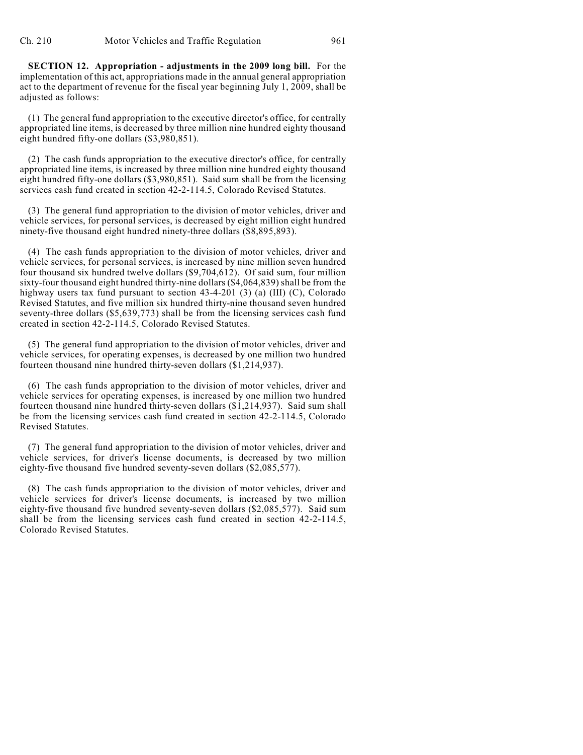**SECTION 12. Appropriation - adjustments in the 2009 long bill.** For the implementation of this act, appropriations made in the annual general appropriation act to the department of revenue for the fiscal year beginning July 1, 2009, shall be adjusted as follows:

(1) The general fund appropriation to the executive director's office, for centrally appropriated line items, is decreased by three million nine hundred eighty thousand eight hundred fifty-one dollars ($3,980,851).

(2) The cash funds appropriation to the executive director's office, for centrally appropriated line items, is increased by three million nine hundred eighty thousand eight hundred fifty-one dollars ($3,980,851). Said sum shall be from the licensing services cash fund created in section 42-2-114.5, Colorado Revised Statutes.

(3) The general fund appropriation to the division of motor vehicles, driver and vehicle services, for personal services, is decreased by eight million eight hundred ninety-five thousand eight hundred ninety-three dollars ($8,895,893).

(4) The cash funds appropriation to the division of motor vehicles, driver and vehicle services, for personal services, is increased by nine million seven hundred four thousand six hundred twelve dollars ($9,704,612). Of said sum, four million sixty-four thousand eight hundred thirty-nine dollars ($4,064,839) shall be from the highway users tax fund pursuant to section 43-4-201 (3) (a) (III) (C), Colorado Revised Statutes, and five million six hundred thirty-nine thousand seven hundred seventy-three dollars ($5,639,773) shall be from the licensing services cash fund created in section 42-2-114.5, Colorado Revised Statutes.

(5) The general fund appropriation to the division of motor vehicles, driver and vehicle services, for operating expenses, is decreased by one million two hundred fourteen thousand nine hundred thirty-seven dollars ($1,214,937).

(6) The cash funds appropriation to the division of motor vehicles, driver and vehicle services for operating expenses, is increased by one million two hundred fourteen thousand nine hundred thirty-seven dollars ($1,214,937). Said sum shall be from the licensing services cash fund created in section 42-2-114.5, Colorado Revised Statutes.

(7) The general fund appropriation to the division of motor vehicles, driver and vehicle services, for driver's license documents, is decreased by two million eighty-five thousand five hundred seventy-seven dollars ($2,085,577).

(8) The cash funds appropriation to the division of motor vehicles, driver and vehicle services for driver's license documents, is increased by two million eighty-five thousand five hundred seventy-seven dollars ($2,085,577). Said sum shall be from the licensing services cash fund created in section 42-2-114.5, Colorado Revised Statutes.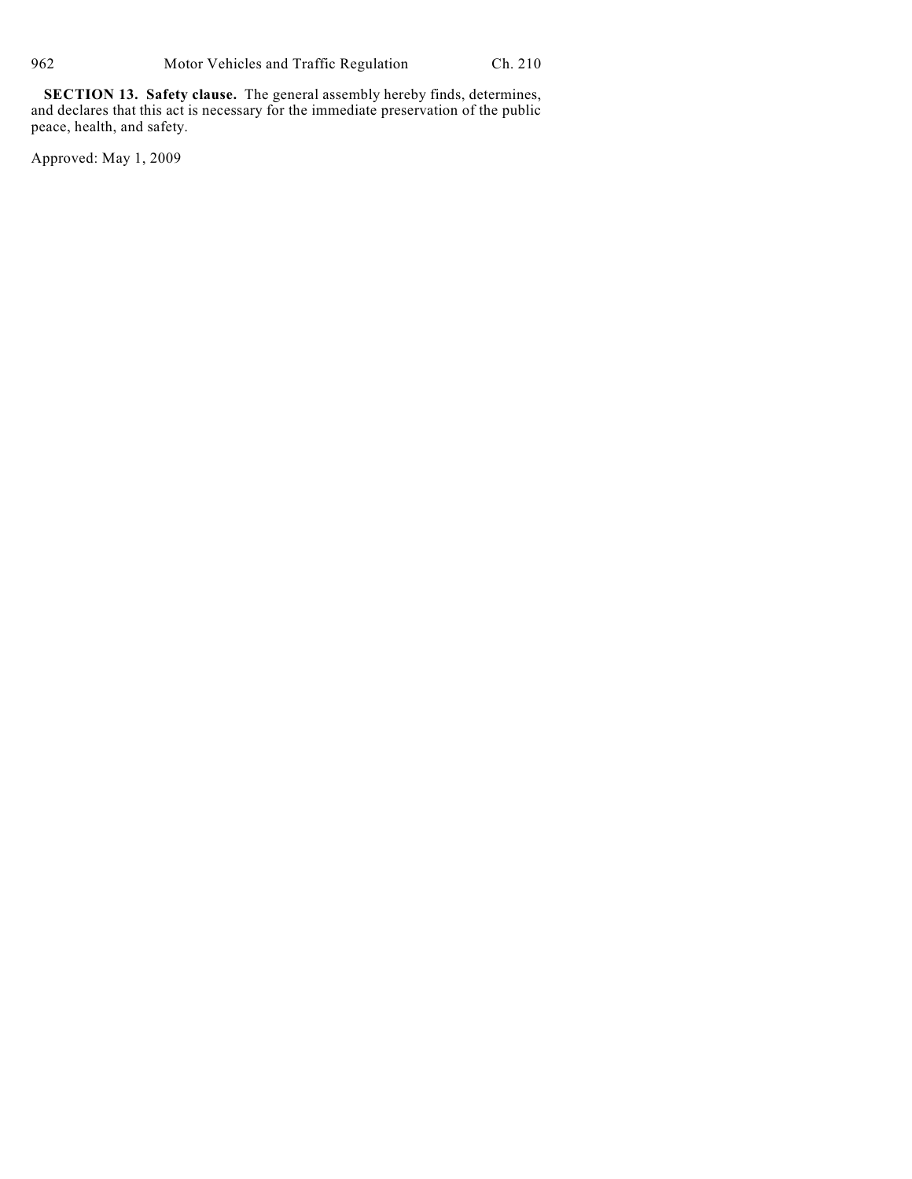**SECTION 13. Safety clause.** The general assembly hereby finds, determines, and declares that this act is necessary for the immediate preservation of the public peace, health, and safety.

Approved: May 1, 2009